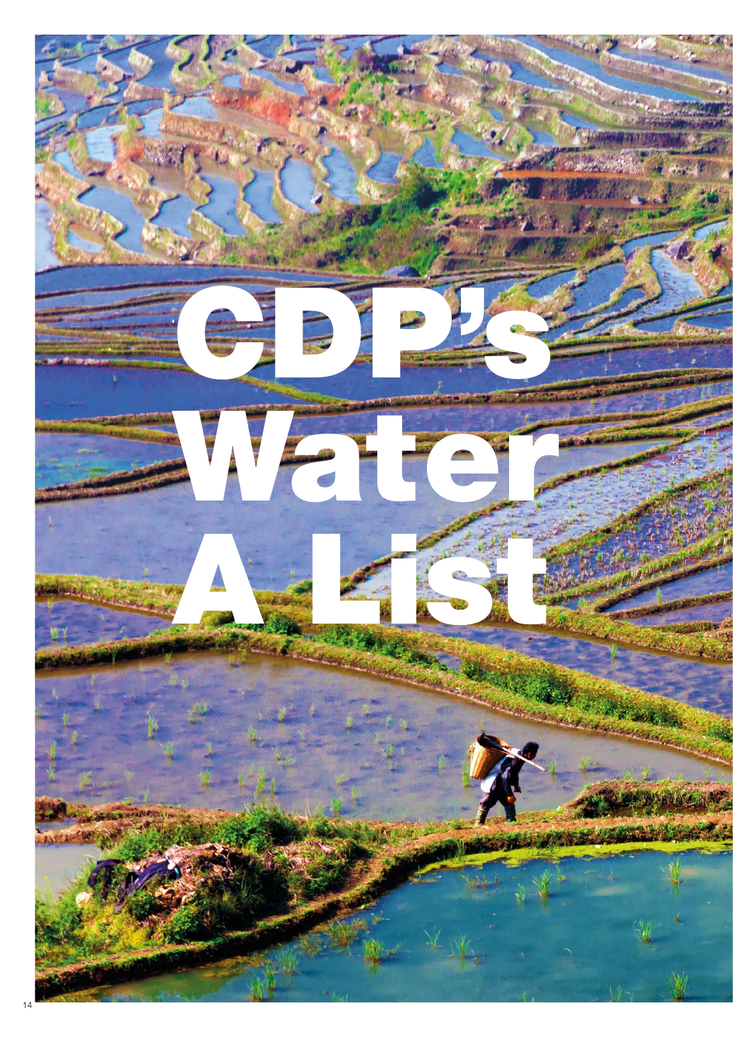# CDP's Water A List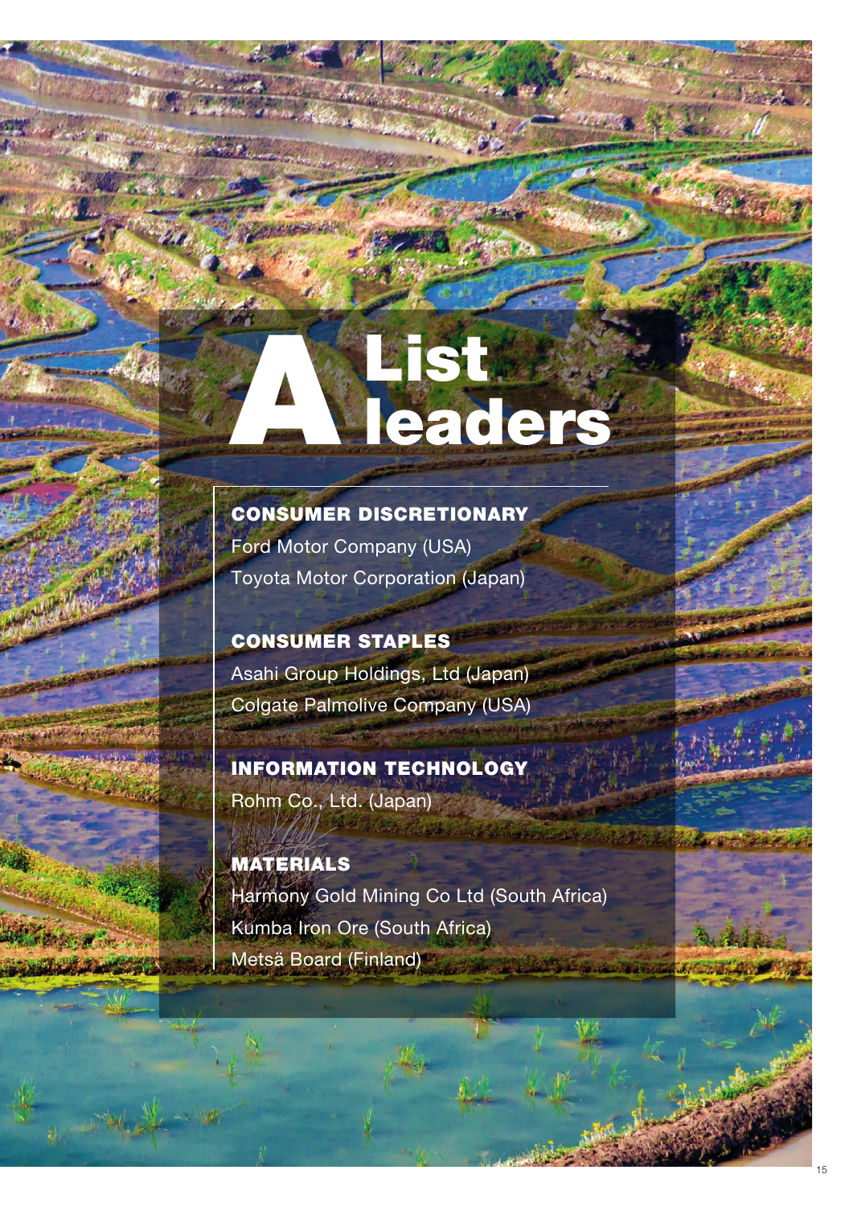# A List leaders

## CONSUMER DISCRETIONARY

Ford Motor Company (USA)

Toyota Motor Corporation (Japan)

## CONSUMER STAPLES

Asahi Group Holdings, Ltd (Japan)

Colgate Palmolive Company (USA)

## INFORMATION TECHNOLOGY

Rohm Co., Ltd. (Japan)

## MATERIALS

Harmony Gold Mining Co Ltd (South Africa)

Kumba Iron Ore (South Africa)

Metsä Board (Finland)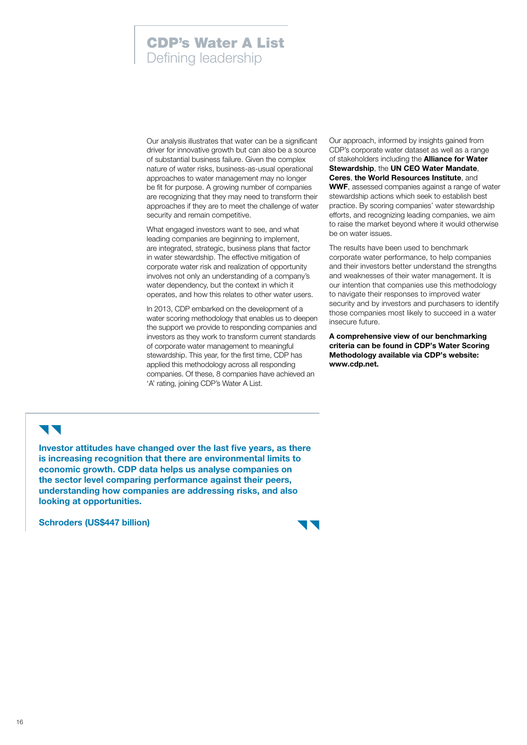# CDP's Water A List

## Defining leadership

Our analysis illustrates that water can be a significant driver for innovative growth but can also be a source of substantial business failure. Given the complex nature of water risks, business-as-usual operational approaches to water management may no longer be fit for purpose. A growing number of companies are recognizing that they may need to transform their approaches if they are to meet the challenge of water security and remain competitive.

What engaged investors want to see, and what leading companies are beginning to implement, are integrated, strategic, business plans that factor in water stewardship. The effective mitigation of corporate water risk and realization of opportunity involves not only an understanding of a company's water dependency, but the context in which it operates, and how this relates to other water users.

In 2013, CDP embarked on the development of a water scoring methodology that enables us to deepen the support we provide to responding companies and investors as they work to transform current standards of corporate water management to meaningful stewardship. This year, for the first time, CDP has applied this methodology across all responding companies. Of these, 8 companies have achieved an 'A' rating, joining CDP's Water A List.

Our approach, informed by insights gained from CDP's corporate water dataset as well as a range of stakeholders including the **Alliance for Water Stewardship**, the **UN CEO Water Mandate**, **Ceres**, **the World Resources Institute**, and **WWF**, assessed companies against a range of water stewardship actions which seek to establish best practice. By scoring companies' water stewardship efforts, and recognizing leading companies, we aim to raise the market beyond where it would otherwise be on water issues.

The results have been used to benchmark corporate water performance, to help companies and their investors better understand the strengths and weaknesses of their water management. It is our intention that companies use this methodology to navigate their responses to improved water security and by investors and purchasers to identify those companies most likely to succeed in a water insecure future.

**A comprehensive view of our benchmarking criteria can be found in CDP's Water Scoring Methodology available via CDP's website: www.cdp.net.**

> **Investor attitudes have changed over the last five years, as there is increasing recognition that there are environmental limits to economic growth. CDP data helps us analyse companies on the sector level comparing performance against their peers, understanding how companies are addressing risks, and also looking at opportunities.**
>
> **Schroders (US$447 billion)**